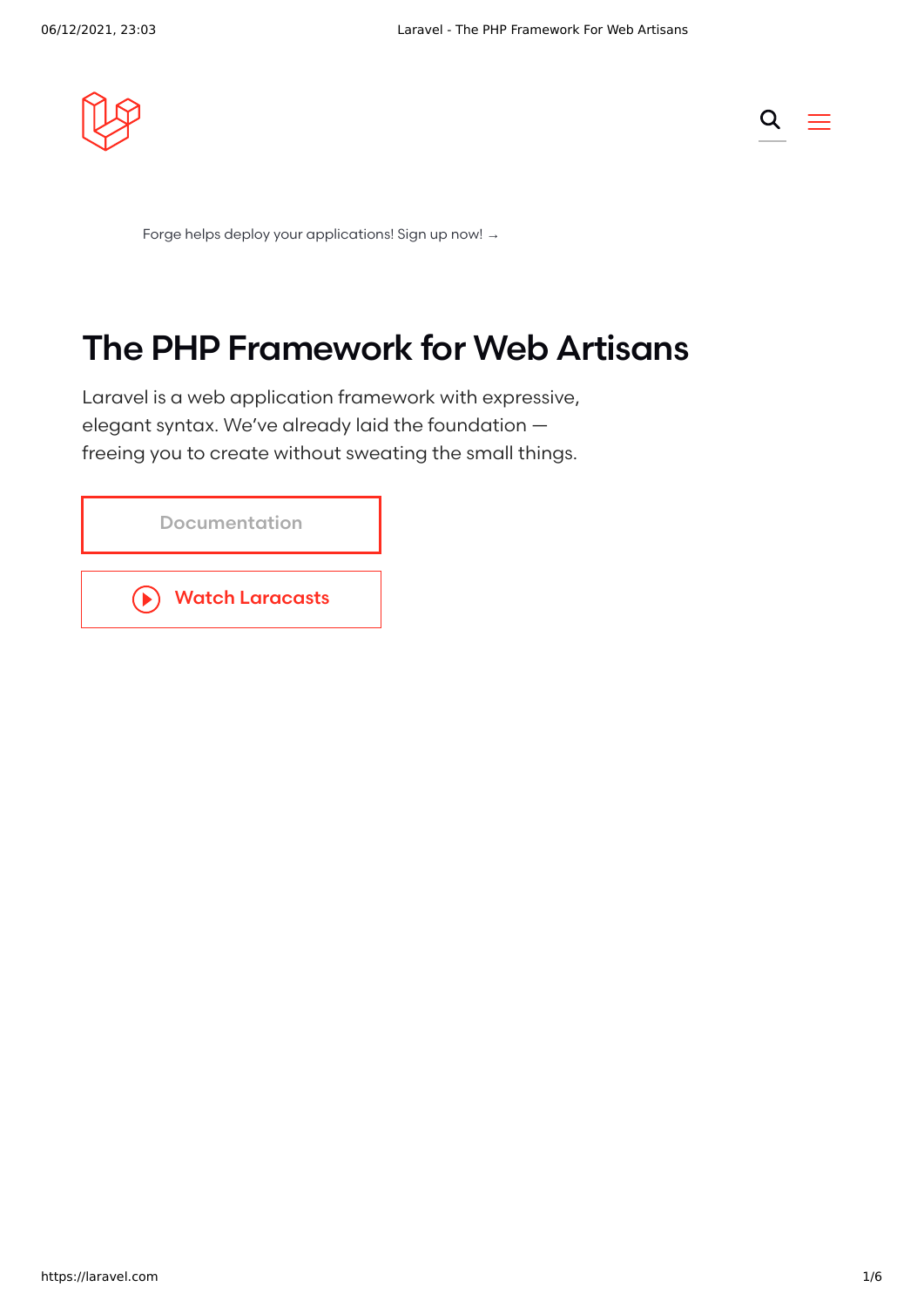Forge helps deploy your applications! Sign up now! →

# The PHP Framework for Web Artisans

Laravel is a web application framework with expressive, elegant syntax. We've already laid the foundation — freeing you to create without sweating the small things.

Documentation

Watch Laracasts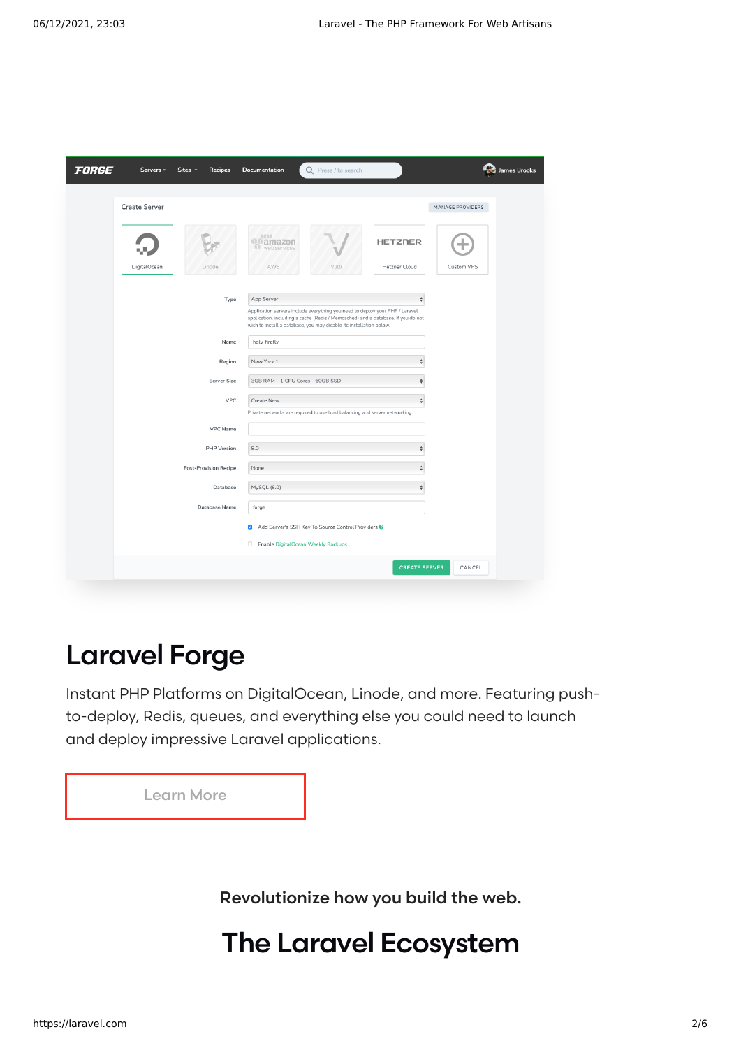## Laravel Forge

Instant PHP Platforms on DigitalOcean, Linode, and more. Featuring push-to-deploy, Redis, queues, and everything else you could need to launch and deploy impressive Laravel applications.

Learn More

Revolutionize how you build the web.

## The Laravel Ecosystem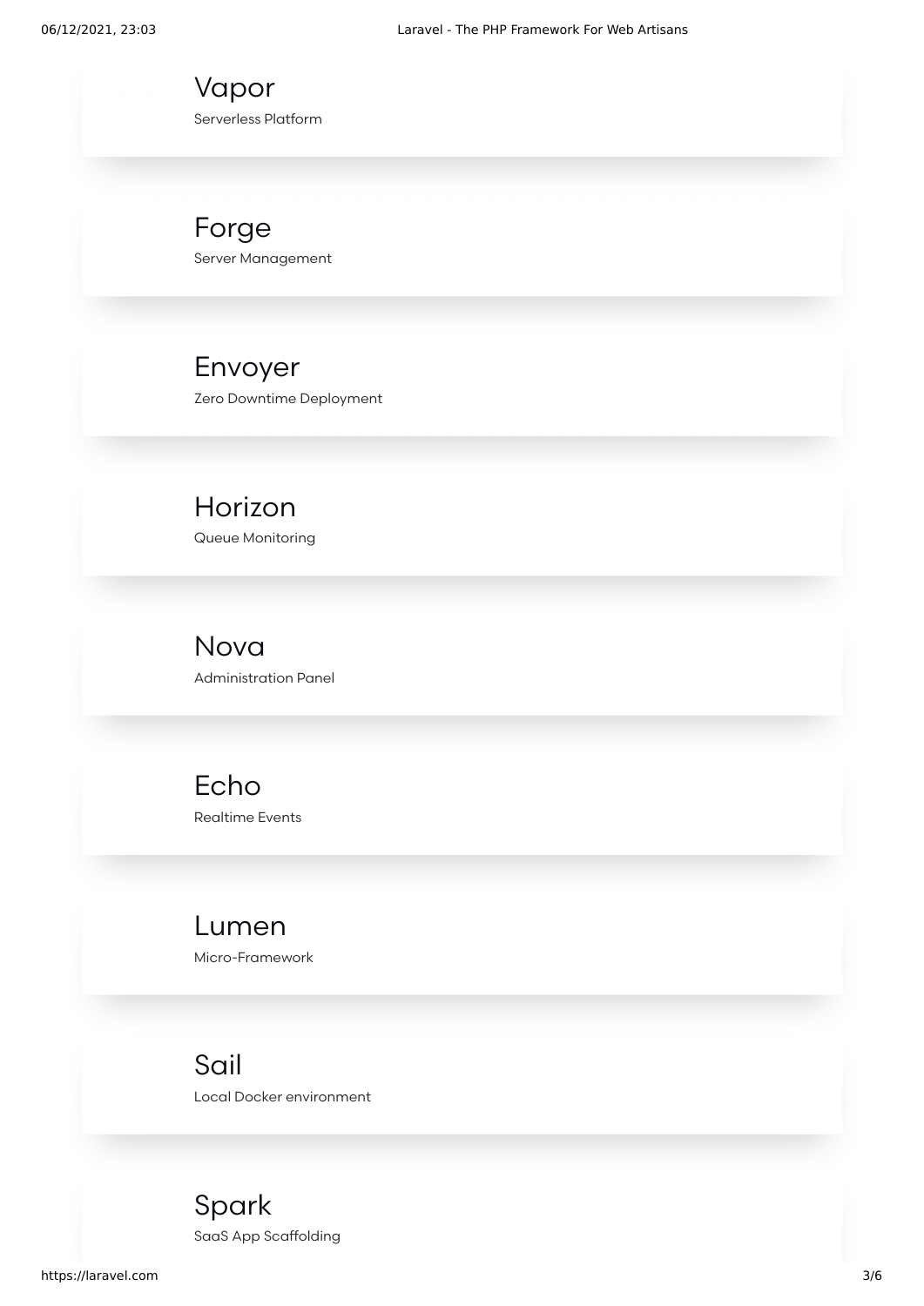### Vapor

Serverless Platform

### Forge

Server Management

### Envoyer

Zero Downtime Deployment

### Horizon

Queue Monitoring

### Nova

Administration Panel

### Echo

Realtime Events

### Lumen

Micro-Framework

### Sail

Local Docker environment

### Spark

SaaS App Scaffolding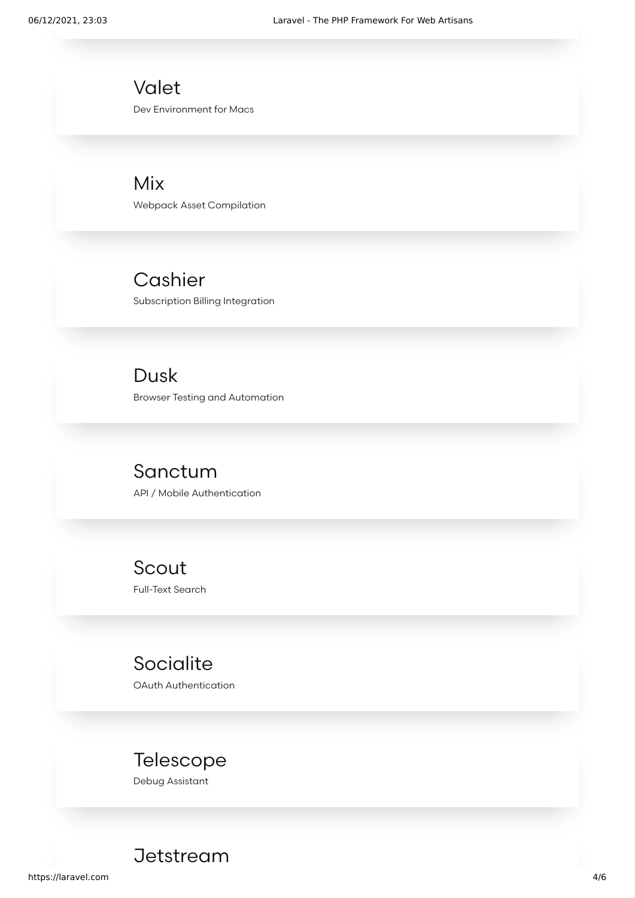### Valet

Dev Environment for Macs

### Mix

Webpack Asset Compilation

### Cashier

Subscription Billing Integration

### Dusk

Browser Testing and Automation

### Sanctum

API / Mobile Authentication

### Scout

Full-Text Search

### Socialite

OAuth Authentication

### Telescope

Debug Assistant

### Jetstream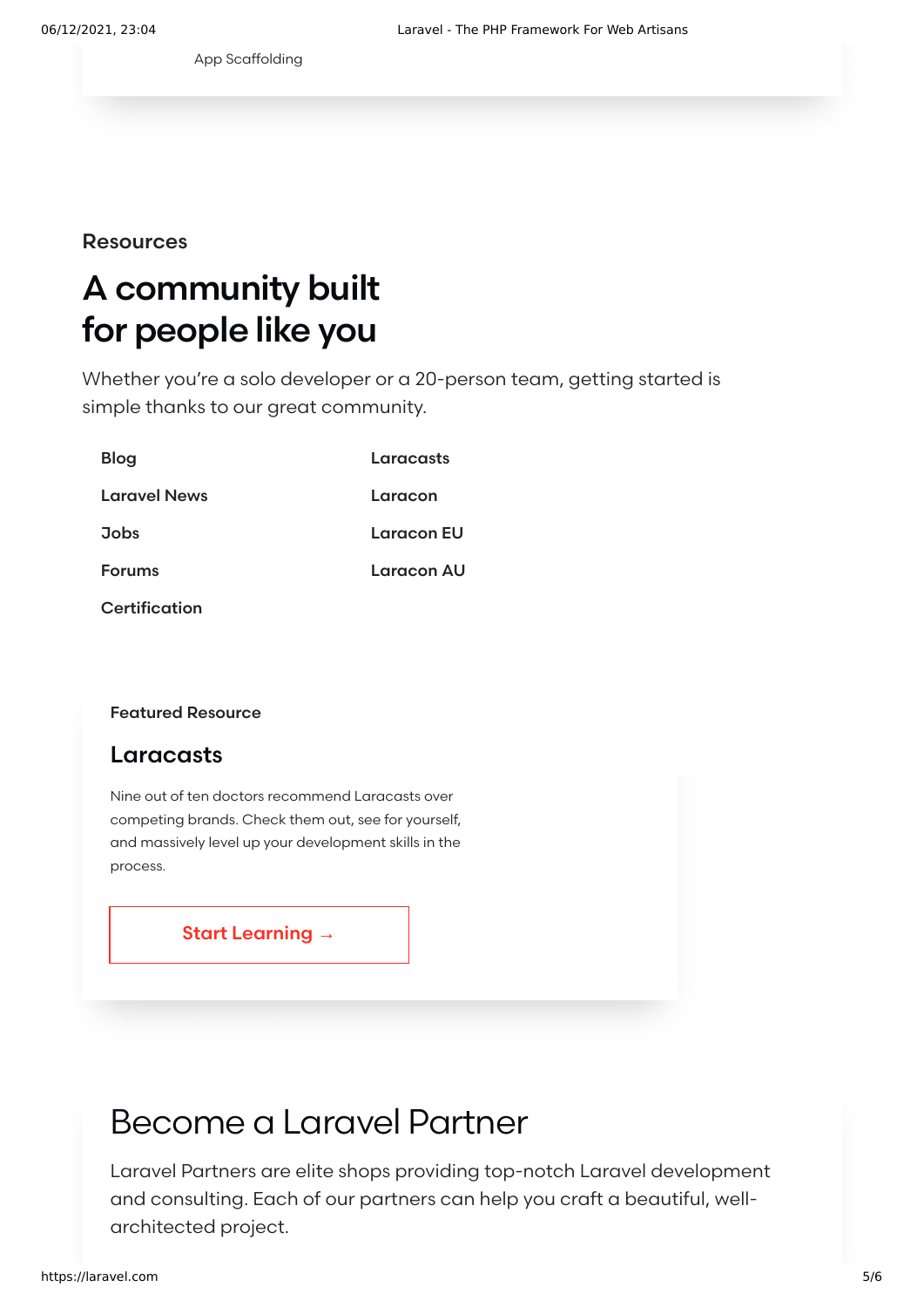App Scaffolding

Resources

# A community built for people like you

Whether you're a solo developer or a 20-person team, getting started is simple thanks to our great community.

- Blog
- Laravel News
- Jobs
- Forums
- Certification
- Laracasts
- Laracon
- Laracon EU
- Laracon AU

Featured Resource

### Laracasts

Nine out of ten doctors recommend Laracasts over competing brands. Check them out, see for yourself, and massively level up your development skills in the process.

Start Learning →

## Become a Laravel Partner

Laravel Partners are elite shops providing top-notch Laravel development and consulting. Each of our partners can help you craft a beautiful, well-architected project.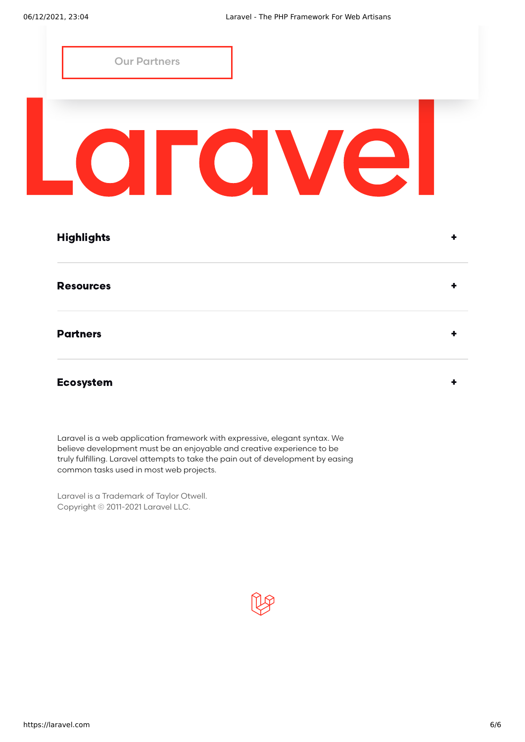Our Partners

Laravel

**Highlights** +

**Resources** +

**Partners** +

**Ecosystem** +

Laravel is a web application framework with expressive, elegant syntax. We believe development must be an enjoyable and creative experience to be truly fulfilling. Laravel attempts to take the pain out of development by easing common tasks used in most web projects.

Laravel is a Trademark of Taylor Otwell.
Copyright © 2011-2021 Laravel LLC.